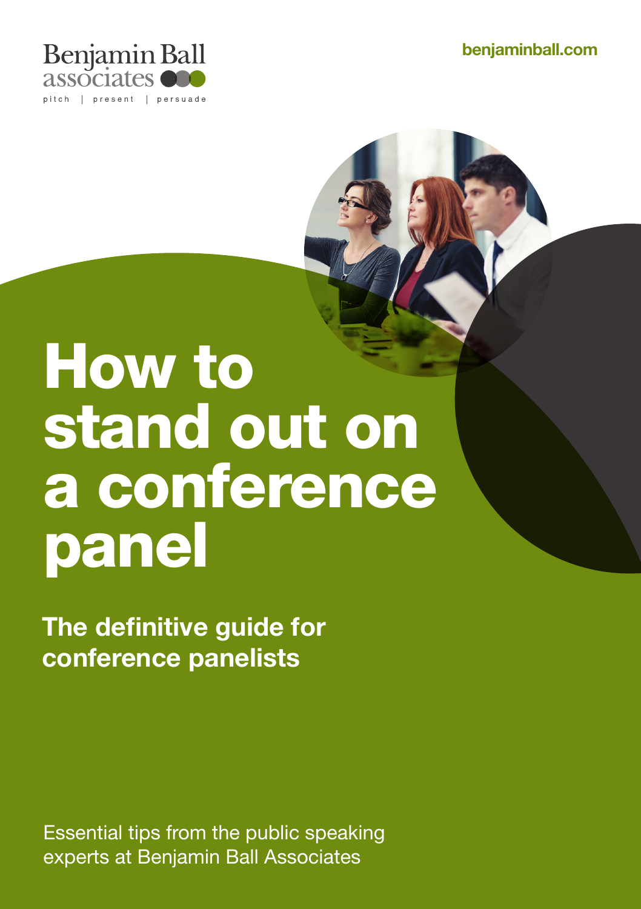Benjamin Ball associates

pitch | present | persuade

benjaminball.com

# How to stand out on a conference panel

## The definitive guide for conference panelists

Essential tips from the public speaking experts at Benjamin Ball Associates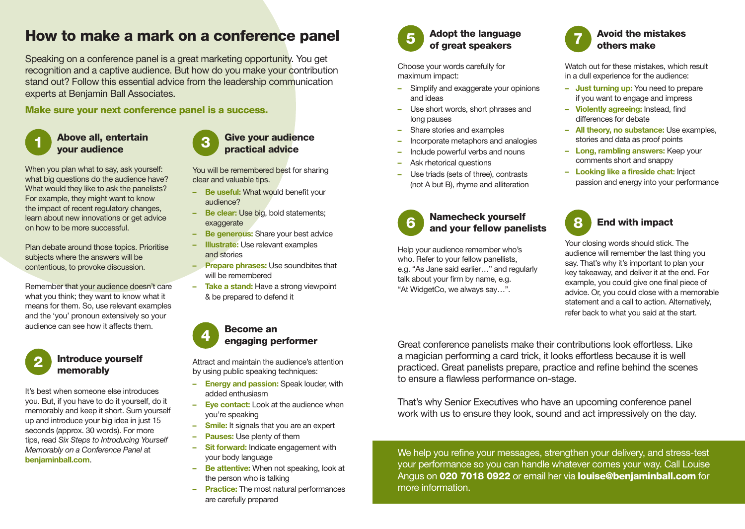# How to make a mark on a conference panel

Speaking on a conference panel is a great marketing opportunity. You get recognition and a captive audience. But how do you make your contribution stand out? Follow this essential advice from the leadership communication experts at Benjamin Ball Associates.

**Make sure your next conference panel is a success.**

## 1 Above all, entertain your audience

When you plan what to say, ask yourself: what big questions do the audience have? What would they like to ask the panelists? For example, they might want to know the impact of recent regulatory changes, learn about new innovations or get advice on how to be more successful.

Plan debate around those topics. Prioritise subjects where the answers will be contentious, to provoke discussion.

Remember that your audience doesn't care what you think; they want to know what it means for them. So, use relevant examples and the 'you' pronoun extensively so your audience can see how it affects them.

## 2 Introduce yourself memorably

It's best when someone else introduces you. But, if you have to do it yourself, do it memorably and keep it short. Sum yourself up and introduce your big idea in just 15 seconds (approx. 30 words). For more tips, read *Six Steps to Introducing Yourself Memorably on a Conference Panel* at **benjaminball.com**.

## 3 Give your audience practical advice

You will be remembered best for sharing clear and valuable tips.

- **Be useful:** What would benefit your audience?
- **Be clear:** Use big, bold statements; exaggerate
- **Be generous:** Share your best advice
- **Illustrate:** Use relevant examples and stories
- **Prepare phrases:** Use soundbites that will be remembered
- **Take a stand:** Have a strong viewpoint & be prepared to defend it

## 4 Become an engaging performer

Attract and maintain the audience's attention by using public speaking techniques:

- **Energy and passion:** Speak louder, with added enthusiasm
- **Eye contact:** Look at the audience when you're speaking
- **Smile:** It signals that you are an expert
- **Pauses:** Use plenty of them
- **Sit forward:** Indicate engagement with your body language
- **Be attentive:** When not speaking, look at the person who is talking
- **Practice:** The most natural performances are carefully prepared

## 5 Adopt the language of great speakers

Choose your words carefully for maximum impact:

- Simplify and exaggerate your opinions and ideas
- Use short words, short phrases and long pauses
- Share stories and examples
- Incorporate metaphors and analogies
- Include powerful verbs and nouns
- Ask rhetorical questions
- Use triads (sets of three), contrasts (not A but B), rhyme and alliteration

## 6 Namecheck yourself and your fellow panelists

Help your audience remember who's who. Refer to your fellow panellists, e.g. "As Jane said earlier…" and regularly talk about your firm by name, e.g. "At WidgetCo, we always say…".

## 7 Avoid the mistakes others make

Watch out for these mistakes, which result in a dull experience for the audience:

- **Just turning up:** You need to prepare if you want to engage and impress
- **Violently agreeing:** Instead, find differences for debate
- **All theory, no substance:** Use examples, stories and data as proof points
- **Long, rambling answers:** Keep your comments short and snappy
- **Looking like a fireside chat:** Inject passion and energy into your performance

## 8 End with impact

Your closing words should stick. The audience will remember the last thing you say. That's why it's important to plan your key takeaway, and deliver it at the end. For example, you could give one final piece of advice. Or, you could close with a memorable statement and a call to action. Alternatively, refer back to what you said at the start.

Great conference panelists make their contributions look effortless. Like a magician performing a card trick, it looks effortless because it is well practiced. Great panelists prepare, practice and refine behind the scenes to ensure a flawless performance on-stage.

That's why Senior Executives who have an upcoming conference panel work with us to ensure they look, sound and act impressively on the day.

We help you refine your messages, strengthen your delivery, and stress-test your performance so you can handle whatever comes your way. Call Louise Angus on **020 7018 0922** or email her via **louise@benjaminball.com** for more information.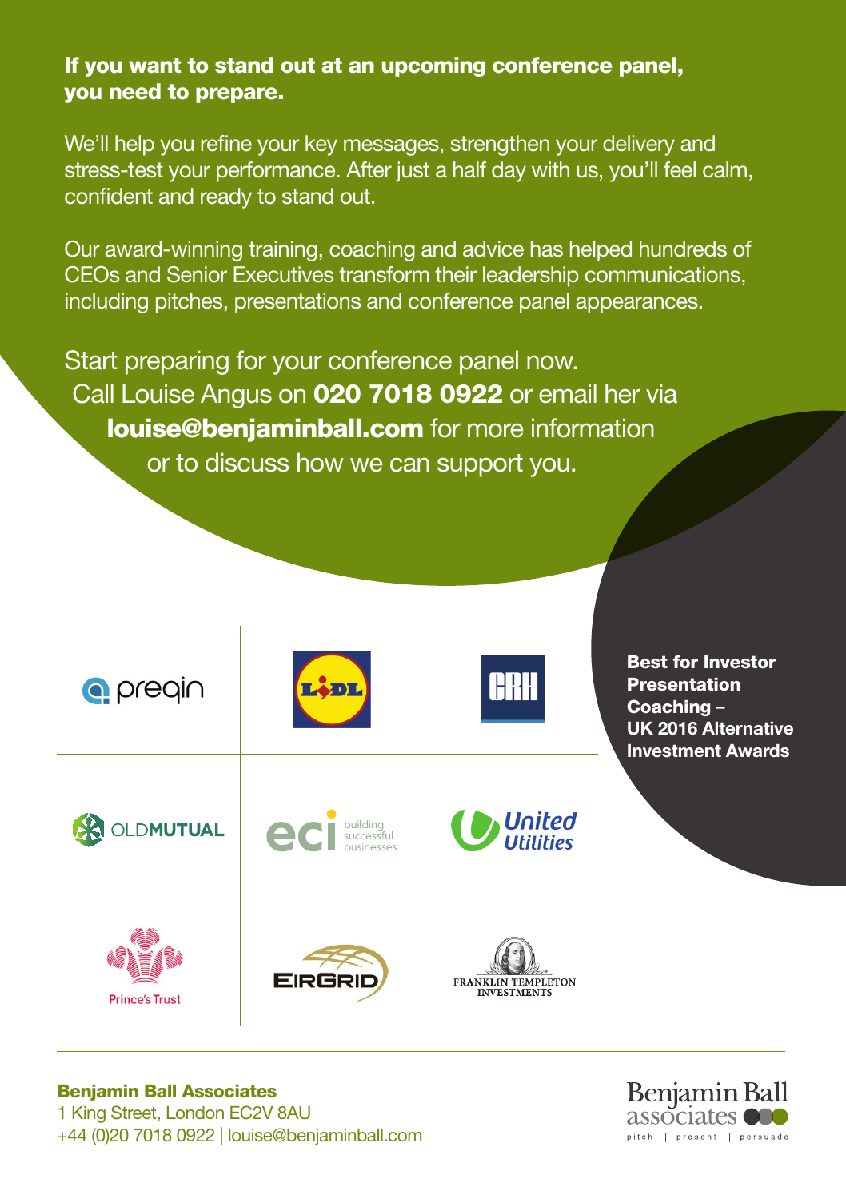**If you want to stand out at an upcoming conference panel, you need to prepare.**

We'll help you refine your key messages, strengthen your delivery and stress-test your performance. After just a half day with us, you'll feel calm, confident and ready to stand out.

Our award-winning training, coaching and advice has helped hundreds of CEOs and Senior Executives transform their leadership communications, including pitches, presentations and conference panel appearances.

Start preparing for your conference panel now. Call Louise Angus on **020 7018 0922** or email her via **louise@benjaminball.com** for more information or to discuss how we can support you.

**Best for Investor Presentation Coaching – UK 2016 Alternative Investment Awards**

preqin

LIDL

CRH

OLDMUTUAL

eci building successful businesses

United Utilities

Prince's Trust

EIRGRID

FRANKLIN TEMPLETON INVESTMENTS

---

**Benjamin Ball Associates**
1 King Street, London EC2V 8AU
+44 (0)20 7018 0922 | louise@benjaminball.com

Benjamin Ball associates
pitch | present | persuade